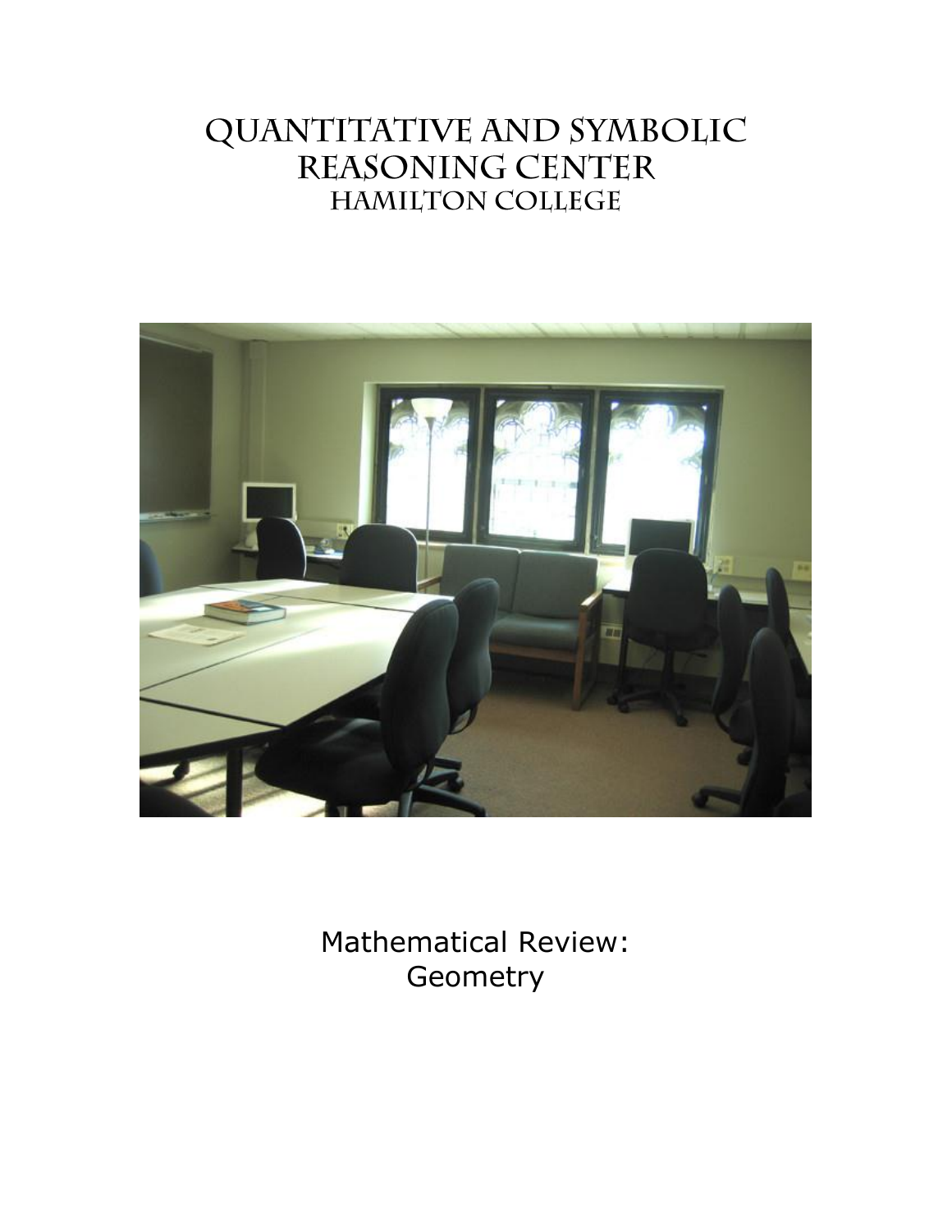# Quantitative and Symbolic Reasoning Center
## Hamilton College

Mathematical Review:
Geometry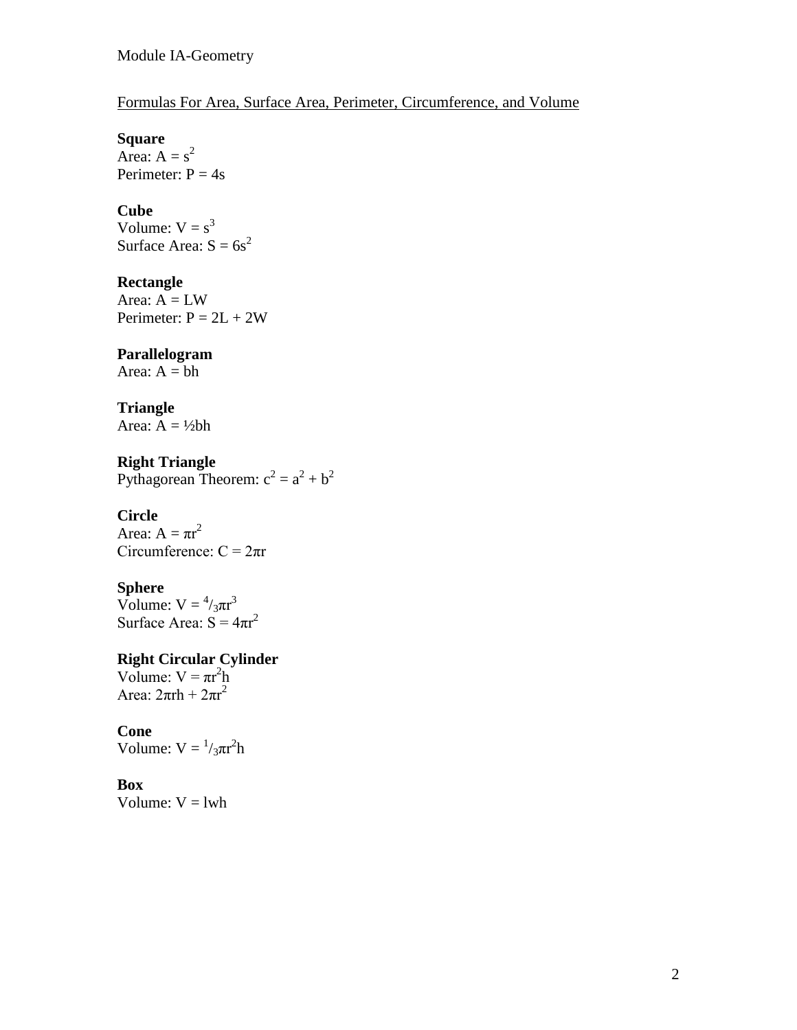Formulas For Area, Surface Area, Perimeter, Circumference, and Volume

**Square**
Area: $A = s^2$
Perimeter: $P = 4s$

**Cube**
Volume: $V = s^3$
Surface Area: $S = 6s^2$

**Rectangle**
Area: $A = LW$
Perimeter: $P = 2L + 2W$

**Parallelogram**
Area: $A = bh$

**Triangle**
Area: $A = \frac{1}{2}bh$

**Right Triangle**
Pythagorean Theorem: $c^2 = a^2 + b^2$

**Circle**
Area: $A = \pi r^2$
Circumference: $C = 2\pi r$

**Sphere**
Volume: $V = \frac{4}{3}\pi r^3$
Surface Area: $S = 4\pi r^2$

**Right Circular Cylinder**
Volume: $V = \pi r^2 h$
Area: $2\pi rh + 2\pi r^2$

**Cone**
Volume: $V = \frac{1}{3}\pi r^2 h$

**Box**
Volume: $V = lwh$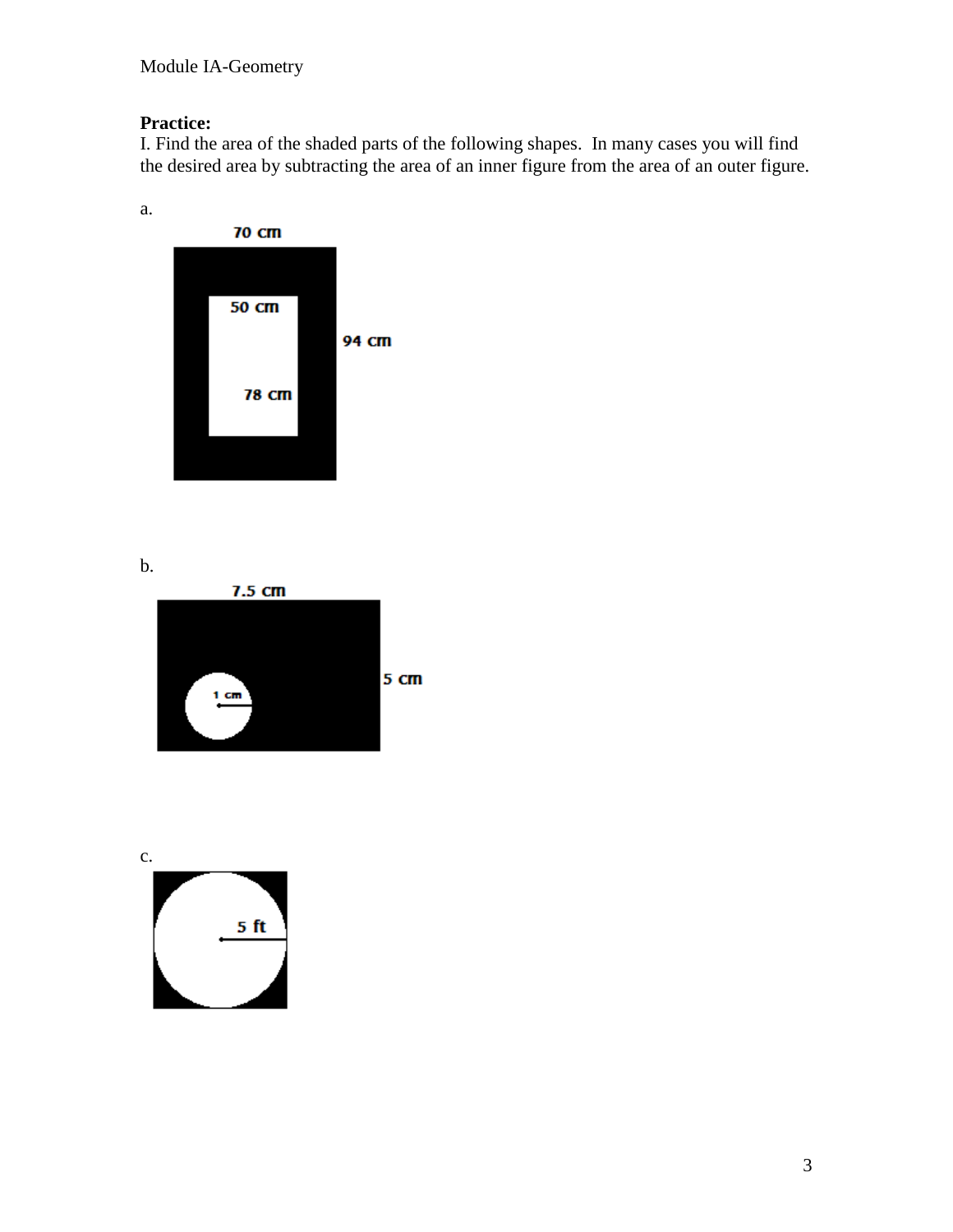**Practice:**

I. Find the area of the shaded parts of the following shapes. In many cases you will find the desired area by subtracting the area of an inner figure from the area of an outer figure.

a.

70 cm

50 cm

94 cm

78 cm

b.

7.5 cm

5 cm

1 cm

c.

5 ft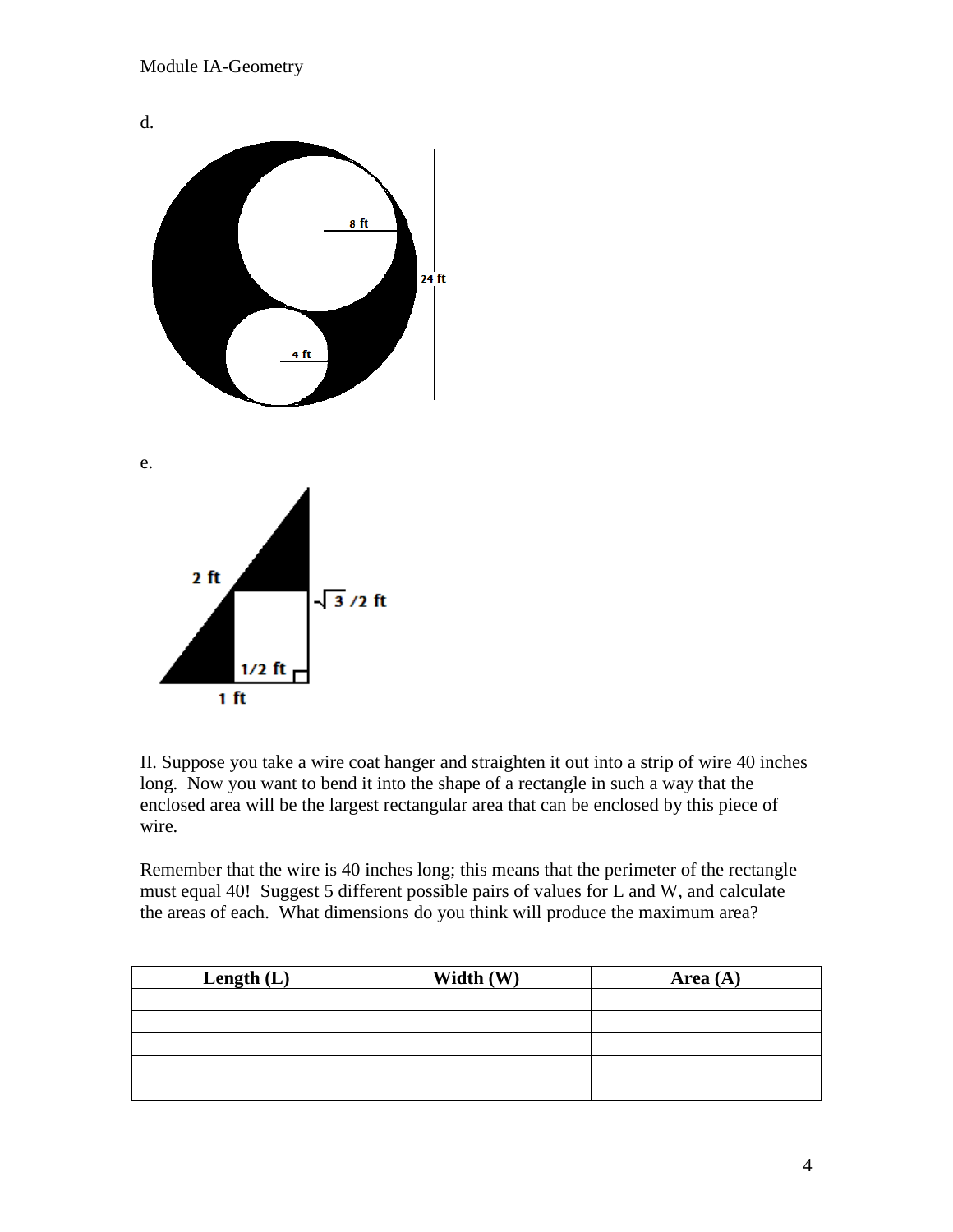d.

8 ft

4 ft

24 ft

e.

2 ft

$\sqrt{3}/2$ ft

1/2 ft

1 ft

II. Suppose you take a wire coat hanger and straighten it out into a strip of wire 40 inches long. Now you want to bend it into the shape of a rectangle in such a way that the enclosed area will be the largest rectangular area that can be enclosed by this piece of wire.

Remember that the wire is 40 inches long; this means that the perimeter of the rectangle must equal 40! Suggest 5 different possible pairs of values for L and W, and calculate the areas of each. What dimensions do you think will produce the maximum area?

| **Length (L)** | **Width (W)** | **Area (A)** |
|---|---|---|
| | | |
| | | |
| | | |
| | | |
| | | |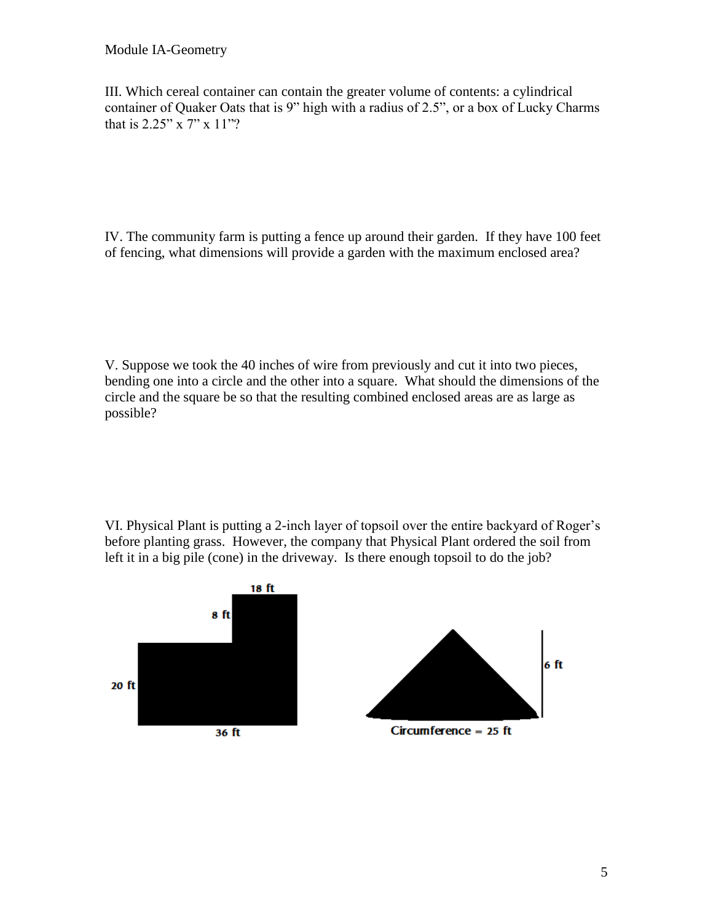III. Which cereal container can contain the greater volume of contents: a cylindrical container of Quaker Oats that is 9” high with a radius of 2.5”, or a box of Lucky Charms that is 2.25” x 7” x 11”?

IV. The community farm is putting a fence up around their garden. If they have 100 feet of fencing, what dimensions will provide a garden with the maximum enclosed area?

V. Suppose we took the 40 inches of wire from previously and cut it into two pieces, bending one into a circle and the other into a square. What should the dimensions of the circle and the square be so that the resulting combined enclosed areas are as large as possible?

VI. Physical Plant is putting a 2-inch layer of topsoil over the entire backyard of Roger’s before planting grass. However, the company that Physical Plant ordered the soil from left it in a big pile (cone) in the driveway. Is there enough topsoil to do the job?

18 ft

8 ft

20 ft

36 ft

6 ft

Circumference = 25 ft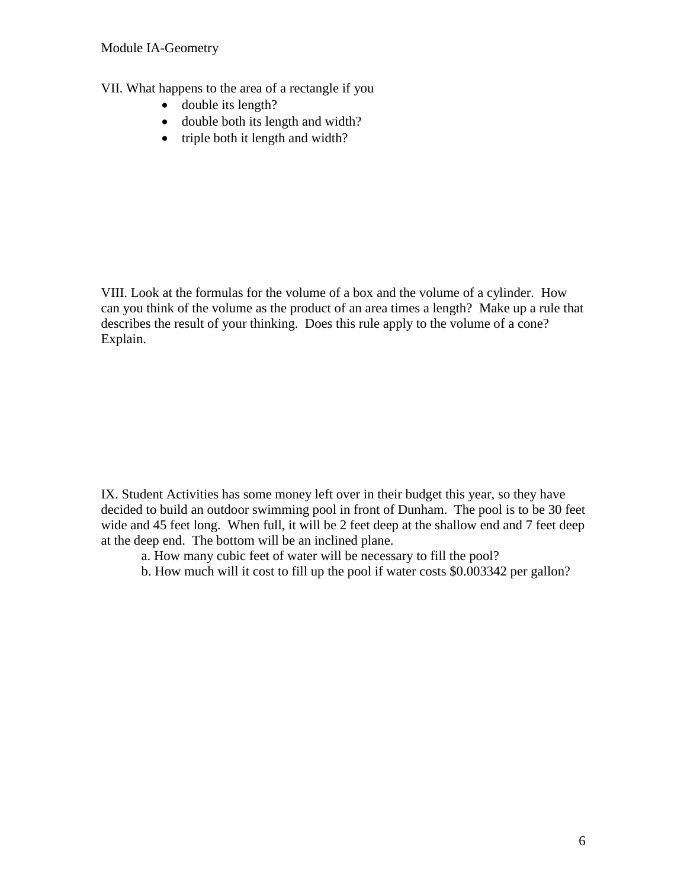VII. What happens to the area of a rectangle if you

- double its length?
- double both its length and width?
- triple both it length and width?

VIII. Look at the formulas for the volume of a box and the volume of a cylinder. How can you think of the volume as the product of an area times a length? Make up a rule that describes the result of your thinking. Does this rule apply to the volume of a cone? Explain.

IX. Student Activities has some money left over in their budget this year, so they have decided to build an outdoor swimming pool in front of Dunham. The pool is to be 30 feet wide and 45 feet long. When full, it will be 2 feet deep at the shallow end and 7 feet deep at the deep end. The bottom will be an inclined plane.

a. How many cubic feet of water will be necessary to fill the pool?

b. How much will it cost to fill up the pool if water costs $0.003342 per gallon?